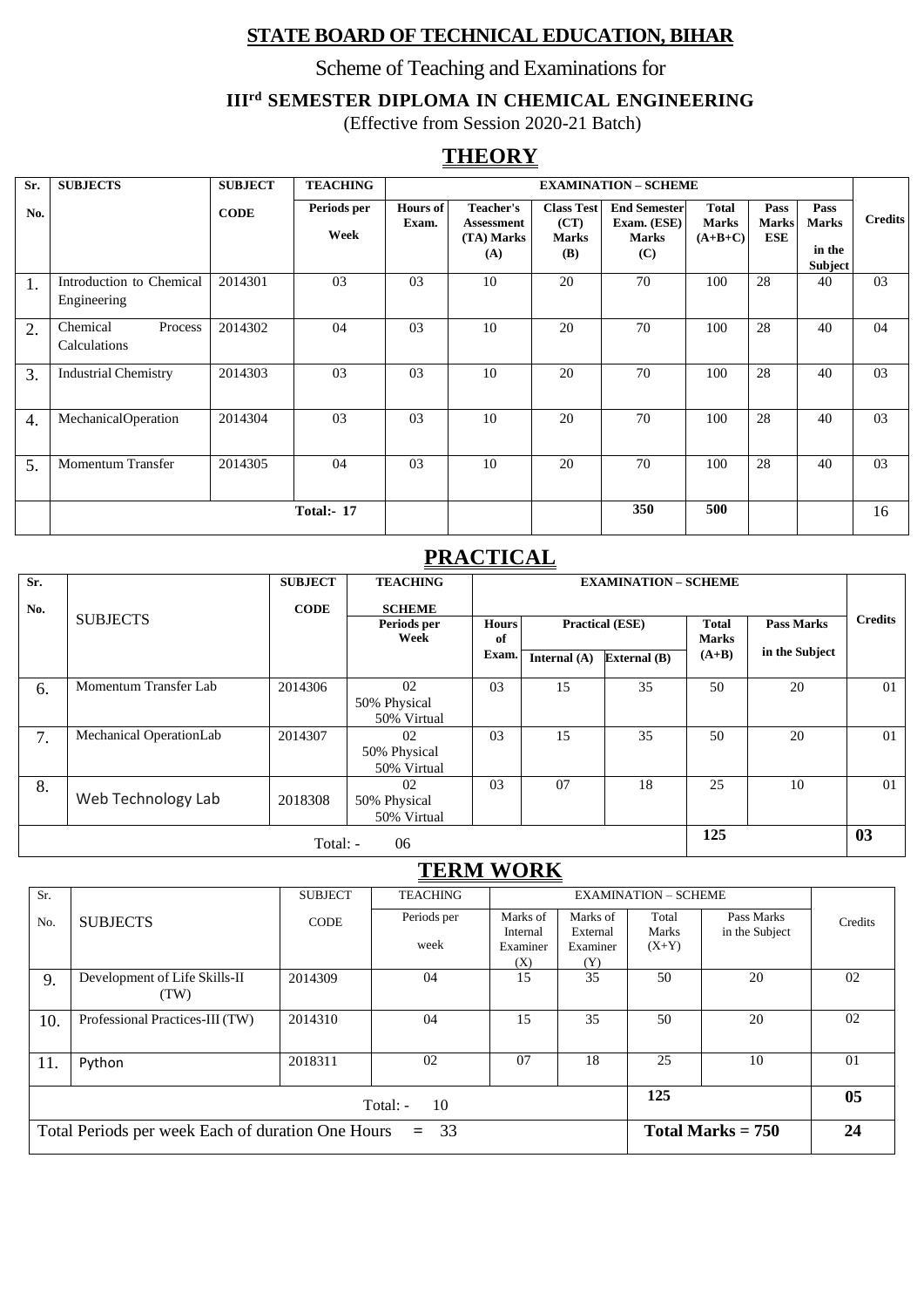# STATE BOARD OF TECHNICAL EDUCATION, BIHAR

## Scheme of Teaching and Examinations for

### III[rd] SEMESTER DIPLOMA IN CHEMICAL ENGINEERING

(Effective from Session 2020-21 Batch)

## THEORY

| Sr. No. | SUBJECTS | SUBJECT CODE | TEACHING Periods per Week | EXAMINATION – SCHEME Hours of Exam. | Teacher's Assessment (TA) Marks (A) | Class Test (CT) Marks (B) | End Semester Exam. (ESE) Marks (C) | Total Marks (A+B+C) | Pass Marks ESE | Pass Marks in the Subject | Credits |
|---|---|---|---|---|---|---|---|---|---|---|---|
| 1. | Introduction to Chemical Engineering | 2014301 | 03 | 03 | 10 | 20 | 70 | 100 | 28 | 40 | 03 |
| 2. | Chemical Process Calculations | 2014302 | 04 | 03 | 10 | 20 | 70 | 100 | 28 | 40 | 04 |
| 3. | Industrial Chemistry | 2014303 | 03 | 03 | 10 | 20 | 70 | 100 | 28 | 40 | 03 |
| 4. | MechanicalOperation | 2014304 | 03 | 03 | 10 | 20 | 70 | 100 | 28 | 40 | 03 |
| 5. | Momentum Transfer | 2014305 | 04 | 03 | 10 | 20 | 70 | 100 | 28 | 40 | 03 |
| | | | Total:- 17 | | | | 350 | 500 | | | 16 |

## PRACTICAL

| Sr. No. | SUBJECTS | SUBJECT CODE | TEACHING SCHEME Periods per Week | EXAMINATION – SCHEME Hours of Exam. | Practical (ESE) Internal (A) | Practical (ESE) External (B) | Total Marks (A+B) | Pass Marks in the Subject | Credits |
|---|---|---|---|---|---|---|---|---|---|
| 6. | Momentum Transfer Lab | 2014306 | 02 50% Physical 50% Virtual | 03 | 15 | 35 | 50 | 20 | 01 |
| 7. | Mechanical OperationLab | 2014307 | 02 50% Physical 50% Virtual | 03 | 15 | 35 | 50 | 20 | 01 |
| 8. | Web Technology Lab | 2018308 | 02 50% Physical 50% Virtual | 03 | 07 | 18 | 25 | 10 | 01 |
| | | | Total: - 06 | | | | 125 | | 03 |

## TERM WORK

| Sr. No. | SUBJECTS | SUBJECT CODE | TEACHING Periods per week | EXAMINATION – SCHEME Marks of Internal Examiner (X) | Marks of External Examiner (Y) | Total Marks (X+Y) | Pass Marks in the Subject | Credits |
|---|---|---|---|---|---|---|---|---|
| 9. | Development of Life Skills-II (TW) | 2014309 | 04 | 15 | 35 | 50 | 20 | 02 |
| 10. | Professional Practices-III (TW) | 2014310 | 04 | 15 | 35 | 50 | 20 | 02 |
| 11. | Python | 2018311 | 02 | 07 | 18 | 25 | 10 | 01 |
| | | | Total: - 10 | | | 125 | | 05 |
| | Total Periods per week Each of duration One Hours = 33 | | | | | Total Marks = 750 | | 24 |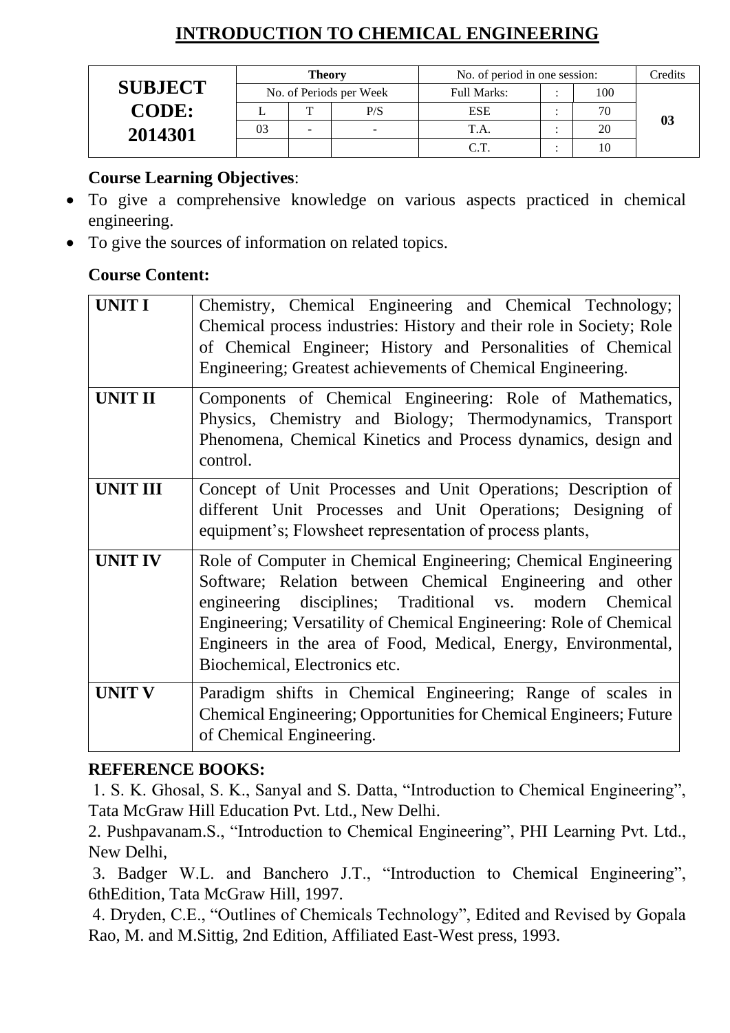# INTRODUCTION TO CHEMICAL ENGINEERING

| SUBJECT CODE: 2014301 | Theory | | | No. of period in one session: | | | Credits |
|---|---|---|---|---|---|---|---|
| | No. of Periods per Week | | | Full Marks: | : | 100 | 03 |
| | L | T | P/S | ESE | : | 70 | |
| | 03 | - | - | T.A. | : | 20 | |
| | | | | C.T. | : | 10 | |

**Course Learning Objectives**:

- To give a comprehensive knowledge on various aspects practiced in chemical engineering.
- To give the sources of information on related topics.

**Course Content:**

| | |
|---|---|
| **UNIT I** | Chemistry, Chemical Engineering and Chemical Technology; Chemical process industries: History and their role in Society; Role of Chemical Engineer; History and Personalities of Chemical Engineering; Greatest achievements of Chemical Engineering. |
| **UNIT II** | Components of Chemical Engineering: Role of Mathematics, Physics, Chemistry and Biology; Thermodynamics, Transport Phenomena, Chemical Kinetics and Process dynamics, design and control. |
| **UNIT III** | Concept of Unit Processes and Unit Operations; Description of different Unit Processes and Unit Operations; Designing of equipment's; Flowsheet representation of process plants, |
| **UNIT IV** | Role of Computer in Chemical Engineering; Chemical Engineering Software; Relation between Chemical Engineering and other engineering disciplines; Traditional vs. modern Chemical Engineering; Versatility of Chemical Engineering: Role of Chemical Engineers in the area of Food, Medical, Energy, Environmental, Biochemical, Electronics etc. |
| **UNIT V** | Paradigm shifts in Chemical Engineering; Range of scales in Chemical Engineering; Opportunities for Chemical Engineers; Future of Chemical Engineering. |

**REFERENCE BOOKS:**

1. S. K. Ghosal, S. K., Sanyal and S. Datta, "Introduction to Chemical Engineering", Tata McGraw Hill Education Pvt. Ltd., New Delhi.
2. Pushpavanam.S., "Introduction to Chemical Engineering", PHI Learning Pvt. Ltd., New Delhi,
3. Badger W.L. and Banchero J.T., "Introduction to Chemical Engineering", 6thEdition, Tata McGraw Hill, 1997.
4. Dryden, C.E., "Outlines of Chemicals Technology", Edited and Revised by Gopala Rao, M. and M.Sittig, 2nd Edition, Affiliated East-West press, 1993.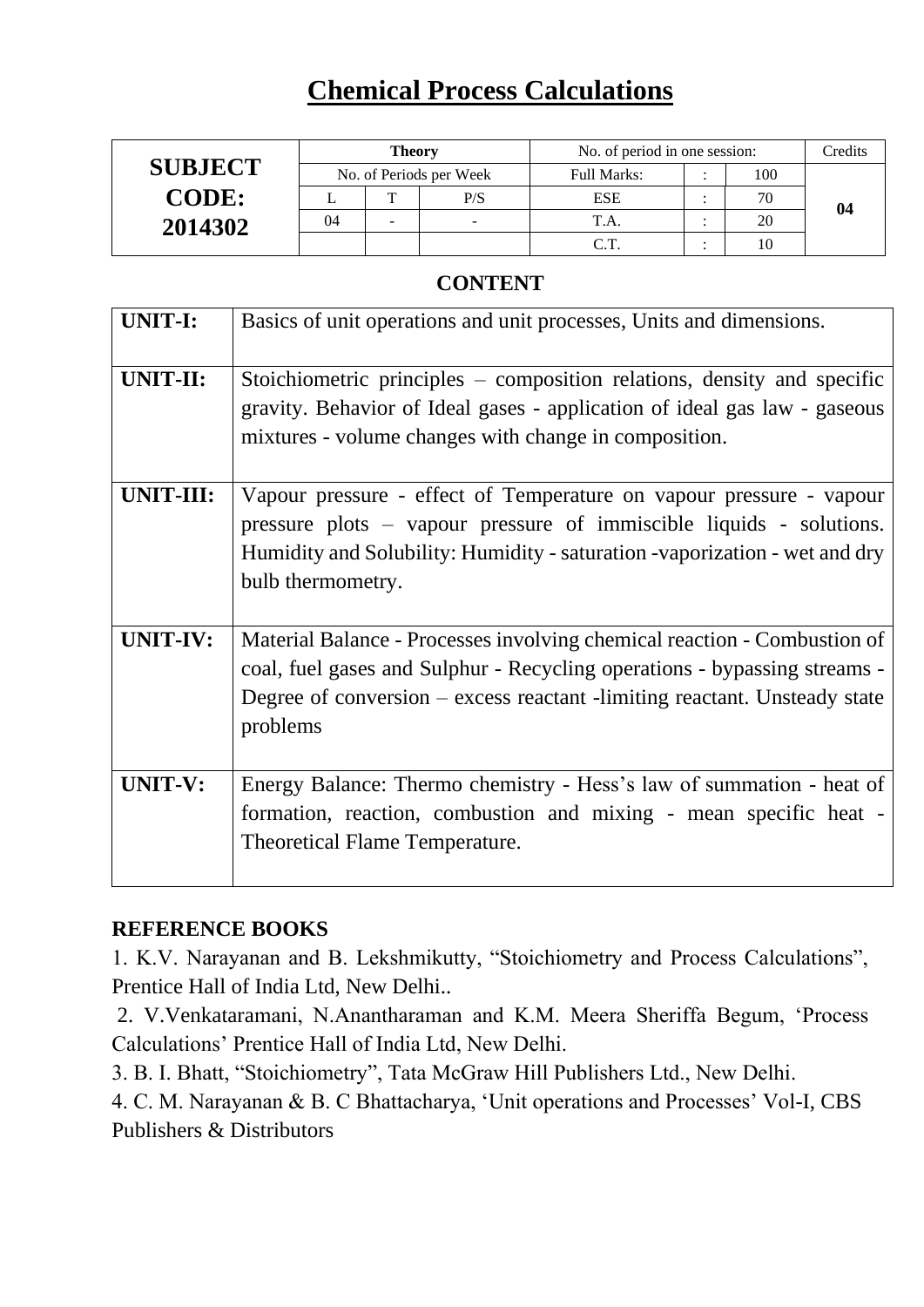# Chemical Process Calculations

| SUBJECT CODE: 2014302 | Theory | | | No. of period in one session: | | | Credits |
|---|---|---|---|---|---|---|---|
| | No. of Periods per Week | | | Full Marks: | : | 100 | 04 |
| | L | T | P/S | ESE | : | 70 | |
| | 04 | - | - | T.A. | : | 20 | |
| | | | | C.T. | : | 10 | |

## CONTENT

| | |
|---|---|
| **UNIT-I:** | Basics of unit operations and unit processes, Units and dimensions. |
| **UNIT-II:** | Stoichiometric principles – composition relations, density and specific gravity. Behavior of Ideal gases - application of ideal gas law - gaseous mixtures - volume changes with change in composition. |
| **UNIT-III:** | Vapour pressure - effect of Temperature on vapour pressure - vapour pressure plots – vapour pressure of immiscible liquids - solutions. Humidity and Solubility: Humidity - saturation -vaporization - wet and dry bulb thermometry. |
| **UNIT-IV:** | Material Balance - Processes involving chemical reaction - Combustion of coal, fuel gases and Sulphur - Recycling operations - bypassing streams - Degree of conversion – excess reactant -limiting reactant. Unsteady state problems |
| **UNIT-V:** | Energy Balance: Thermo chemistry - Hess's law of summation - heat of formation, reaction, combustion and mixing - mean specific heat - Theoretical Flame Temperature. |

**REFERENCE BOOKS**

1. K.V. Narayanan and B. Lekshmikutty, "Stoichiometry and Process Calculations", Prentice Hall of India Ltd, New Delhi..
2. V.Venkataramani, N.Anantharaman and K.M. Meera Sheriffa Begum, 'Process Calculations' Prentice Hall of India Ltd, New Delhi.
3. B. I. Bhatt, "Stoichiometry", Tata McGraw Hill Publishers Ltd., New Delhi.
4. C. M. Narayanan & B. C Bhattacharya, 'Unit operations and Processes' Vol-I, CBS Publishers & Distributors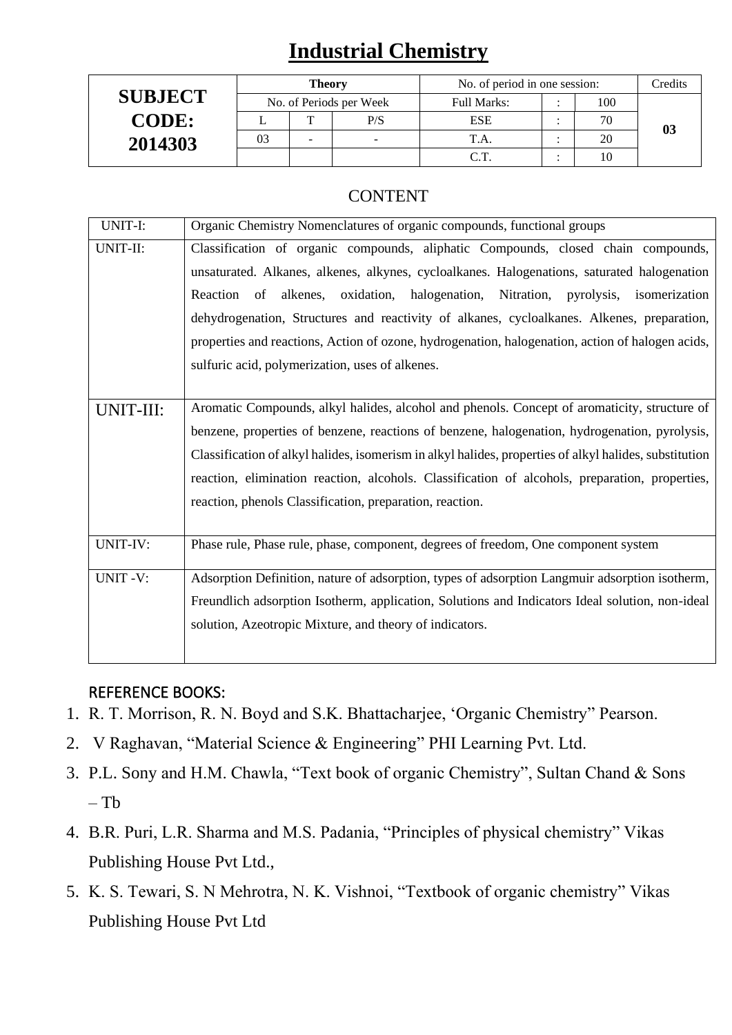# Industrial Chemistry

| SUBJECT CODE: 2014303 | Theory | | | No. of period in one session: | | | Credits |
|---|---|---|---|---|---|---|---|
| | No. of Periods per Week | | | Full Marks: | : | 100 | 03 |
| | L | T | P/S | ESE | : | 70 | |
| | 03 | - | - | T.A. | : | 20 | |
| | | | | C.T. | : | 10 | |

## CONTENT

| | |
|---|---|
| UNIT-I: | Organic Chemistry Nomenclatures of organic compounds, functional groups |
| UNIT-II: | Classification of organic compounds, aliphatic Compounds, closed chain compounds, unsaturated. Alkanes, alkenes, alkynes, cycloalkanes. Halogenations, saturated halogenation Reaction of alkenes, oxidation, halogenation, Nitration, pyrolysis, isomerization dehydrogenation, Structures and reactivity of alkanes, cycloalkanes. Alkenes, preparation, properties and reactions, Action of ozone, hydrogenation, halogenation, action of halogen acids, sulfuric acid, polymerization, uses of alkenes. |
| UNIT-III: | Aromatic Compounds, alkyl halides, alcohol and phenols. Concept of aromaticity, structure of benzene, properties of benzene, reactions of benzene, halogenation, hydrogenation, pyrolysis, Classification of alkyl halides, isomerism in alkyl halides, properties of alkyl halides, substitution reaction, elimination reaction, alcohols. Classification of alcohols, preparation, properties, reaction, phenols Classification, preparation, reaction. |
| UNIT-IV: | Phase rule, Phase rule, phase, component, degrees of freedom, One component system |
| UNIT -V: | Adsorption Definition, nature of adsorption, types of adsorption Langmuir adsorption isotherm, Freundlich adsorption Isotherm, application, Solutions and Indicators Ideal solution, non-ideal solution, Azeotropic Mixture, and theory of indicators. |

### REFERENCE BOOKS:

1. R. T. Morrison, R. N. Boyd and S.K. Bhattacharjee, 'Organic Chemistry" Pearson.
2. V Raghavan, "Material Science & Engineering" PHI Learning Pvt. Ltd.
3. P.L. Sony and H.M. Chawla, "Text book of organic Chemistry", Sultan Chand & Sons – Tb
4. B.R. Puri, L.R. Sharma and M.S. Padania, "Principles of physical chemistry" Vikas Publishing House Pvt Ltd.,
5. K. S. Tewari, S. N Mehrotra, N. K. Vishnoi, "Textbook of organic chemistry" Vikas Publishing House Pvt Ltd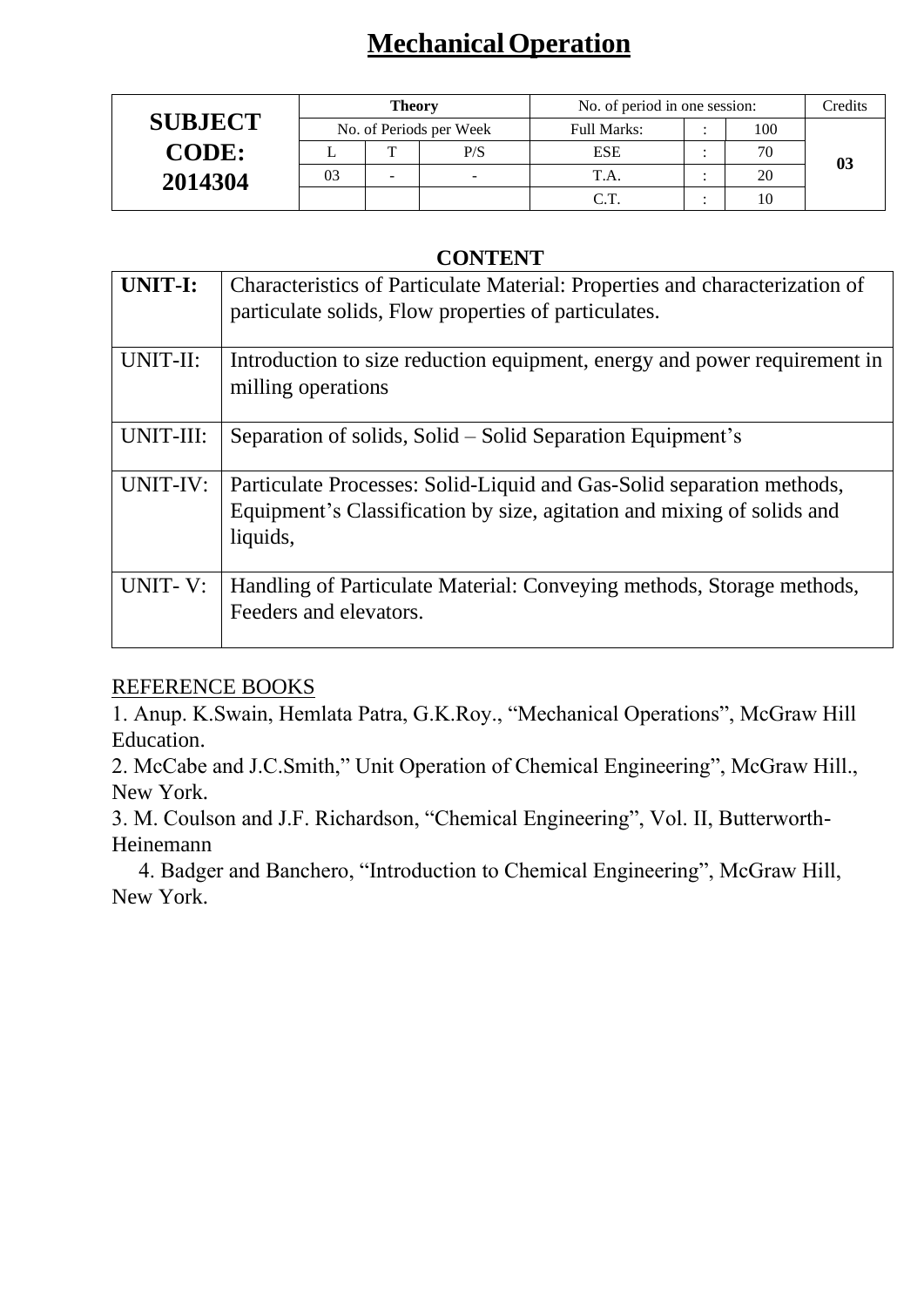# Mechanical Operation

| SUBJECT CODE: 2014304 | Theory | | | No. of period in one session: | | | Credits |
|---|---|---|---|---|---|---|---|
| | No. of Periods per Week | | | Full Marks: | : | 100 | 03 |
| | L | T | P/S | ESE | : | 70 | |
| | 03 | - | - | T.A. | : | 20 | |
| | | | | C.T. | : | 10 | |

## CONTENT

| | |
|---|---|
| **UNIT-I:** | Characteristics of Particulate Material: Properties and characterization of particulate solids, Flow properties of particulates. |
| UNIT-II: | Introduction to size reduction equipment, energy and power requirement in milling operations |
| UNIT-III: | Separation of solids, Solid – Solid Separation Equipment's |
| UNIT-IV: | Particulate Processes: Solid-Liquid and Gas-Solid separation methods, Equipment's Classification by size, agitation and mixing of solids and liquids, |
| UNIT- V: | Handling of Particulate Material: Conveying methods, Storage methods, Feeders and elevators. |

REFERENCE BOOKS

1. Anup. K.Swain, Hemlata Patra, G.K.Roy., "Mechanical Operations", McGraw Hill Education.
2. McCabe and J.C.Smith," Unit Operation of Chemical Engineering", McGraw Hill., New York.
3. M. Coulson and J.F. Richardson, "Chemical Engineering", Vol. II, Butterworth-Heinemann
4. Badger and Banchero, "Introduction to Chemical Engineering", McGraw Hill, New York.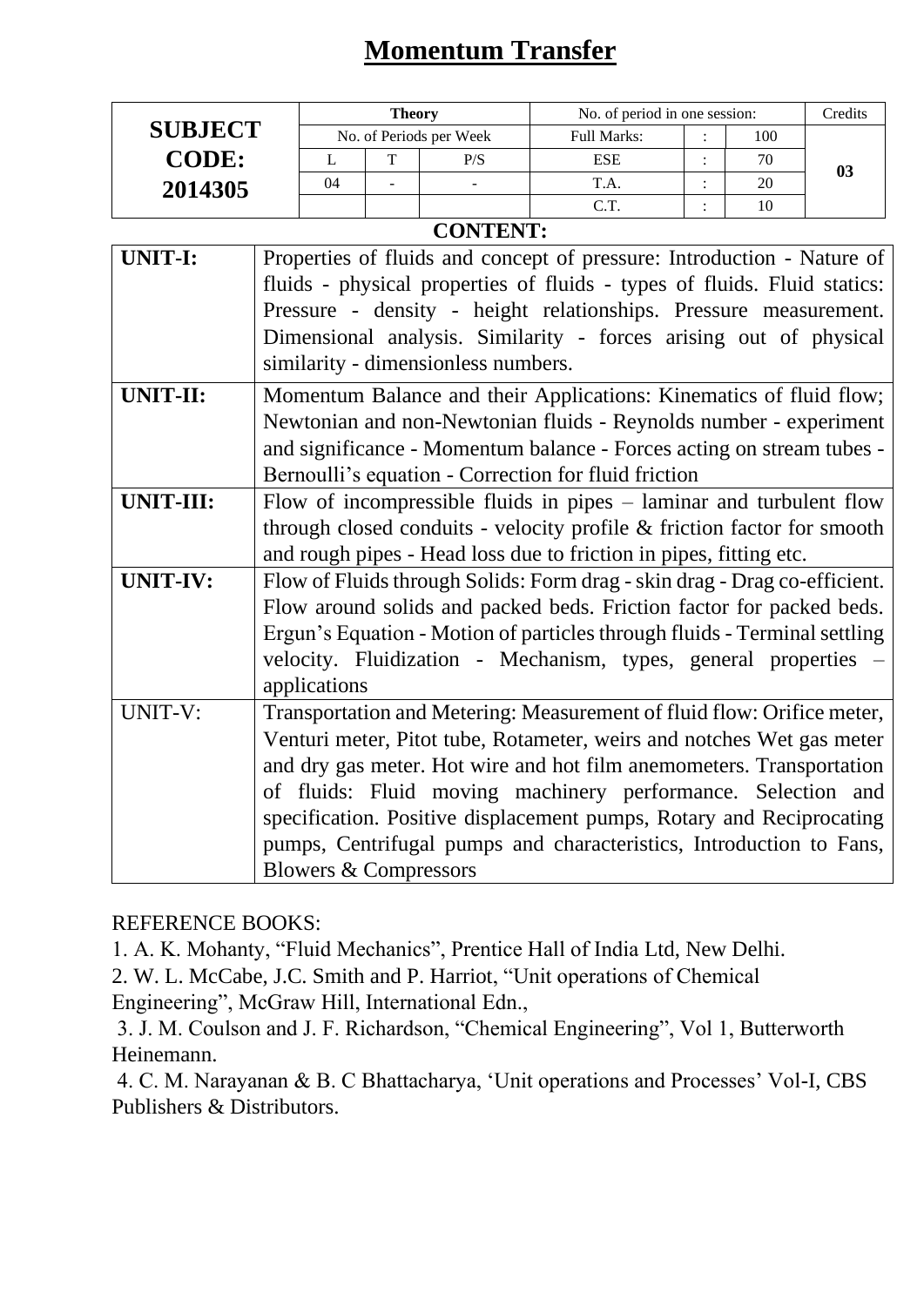# Momentum Transfer

| SUBJECT CODE: 2014305 | Theory | | | No. of period in one session: | | | Credits |
|---|---|---|---|---|---|---|---|
| | No. of Periods per Week | | | Full Marks: | : | 100 | 03 |
| | L | T | P/S | ESE | : | 70 | |
| | 04 | - | - | T.A. | : | 20 | |
| | | | | C.T. | : | 10 | |

**CONTENT:**

| | |
|---|---|
| **UNIT-I:** | Properties of fluids and concept of pressure: Introduction - Nature of fluids - physical properties of fluids - types of fluids. Fluid statics: Pressure - density - height relationships. Pressure measurement. Dimensional analysis. Similarity - forces arising out of physical similarity - dimensionless numbers. |
| **UNIT-II:** | Momentum Balance and their Applications: Kinematics of fluid flow; Newtonian and non-Newtonian fluids - Reynolds number - experiment and significance - Momentum balance - Forces acting on stream tubes - Bernoulli's equation - Correction for fluid friction |
| **UNIT-III:** | Flow of incompressible fluids in pipes – laminar and turbulent flow through closed conduits - velocity profile & friction factor for smooth and rough pipes - Head loss due to friction in pipes, fitting etc. |
| **UNIT-IV:** | Flow of Fluids through Solids: Form drag - skin drag - Drag co-efficient. Flow around solids and packed beds. Friction factor for packed beds. Ergun's Equation - Motion of particles through fluids - Terminal settling velocity. Fluidization - Mechanism, types, general properties – applications |
| UNIT-V: | Transportation and Metering: Measurement of fluid flow: Orifice meter, Venturi meter, Pitot tube, Rotameter, weirs and notches Wet gas meter and dry gas meter. Hot wire and hot film anemometers. Transportation of fluids: Fluid moving machinery performance. Selection and specification. Positive displacement pumps, Rotary and Reciprocating pumps, Centrifugal pumps and characteristics, Introduction to Fans, Blowers & Compressors |

REFERENCE BOOKS:

1. A. K. Mohanty, "Fluid Mechanics", Prentice Hall of India Ltd, New Delhi.
2. W. L. McCabe, J.C. Smith and P. Harriot, "Unit operations of Chemical Engineering", McGraw Hill, International Edn.,
3. J. M. Coulson and J. F. Richardson, "Chemical Engineering", Vol 1, Butterworth Heinemann.
4. C. M. Narayanan & B. C Bhattacharya, 'Unit operations and Processes' Vol-I, CBS Publishers & Distributors.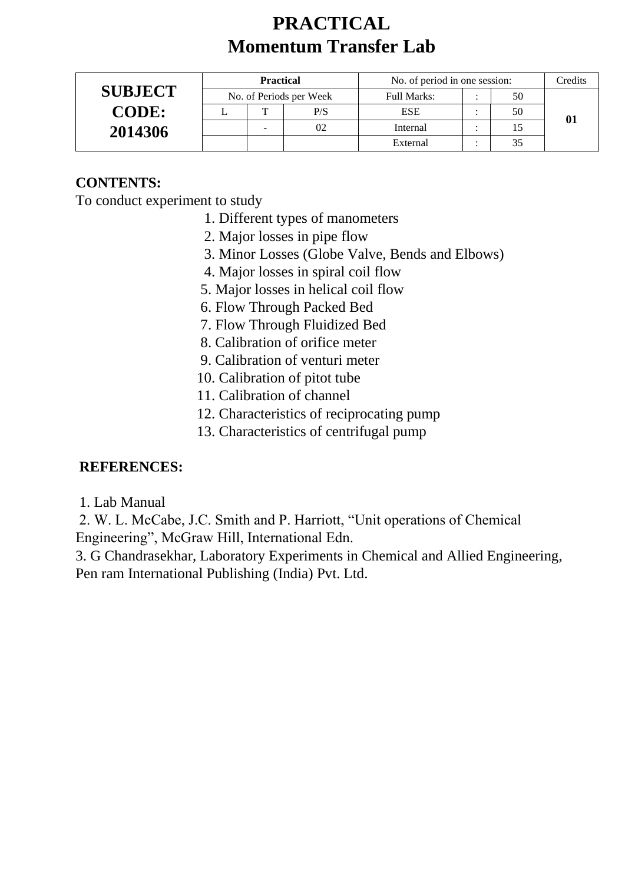# PRACTICAL
# Momentum Transfer Lab

| SUBJECT CODE: 2014306 | Practical | | | No. of period in one session: | | | Credits |
|---|---|---|---|---|---|---|---|
| | No. of Periods per Week | | | Full Marks: | : | 50 | 01 |
| | L | T | P/S | ESE | : | 50 | |
| | | - | 02 | Internal | : | 15 | |
| | | | | External | : | 35 | |

**CONTENTS:**

To conduct experiment to study

1. Different types of manometers
2. Major losses in pipe flow
3. Minor Losses (Globe Valve, Bends and Elbows)
4. Major losses in spiral coil flow
5. Major losses in helical coil flow
6. Flow Through Packed Bed
7. Flow Through Fluidized Bed
8. Calibration of orifice meter
9. Calibration of venturi meter
10. Calibration of pitot tube
11. Calibration of channel
12. Characteristics of reciprocating pump
13. Characteristics of centrifugal pump

**REFERENCES:**

1. Lab Manual
2. W. L. McCabe, J.C. Smith and P. Harriott, "Unit operations of Chemical Engineering", McGraw Hill, International Edn.
3. G Chandrasekhar, Laboratory Experiments in Chemical and Allied Engineering, Pen ram International Publishing (India) Pvt. Ltd.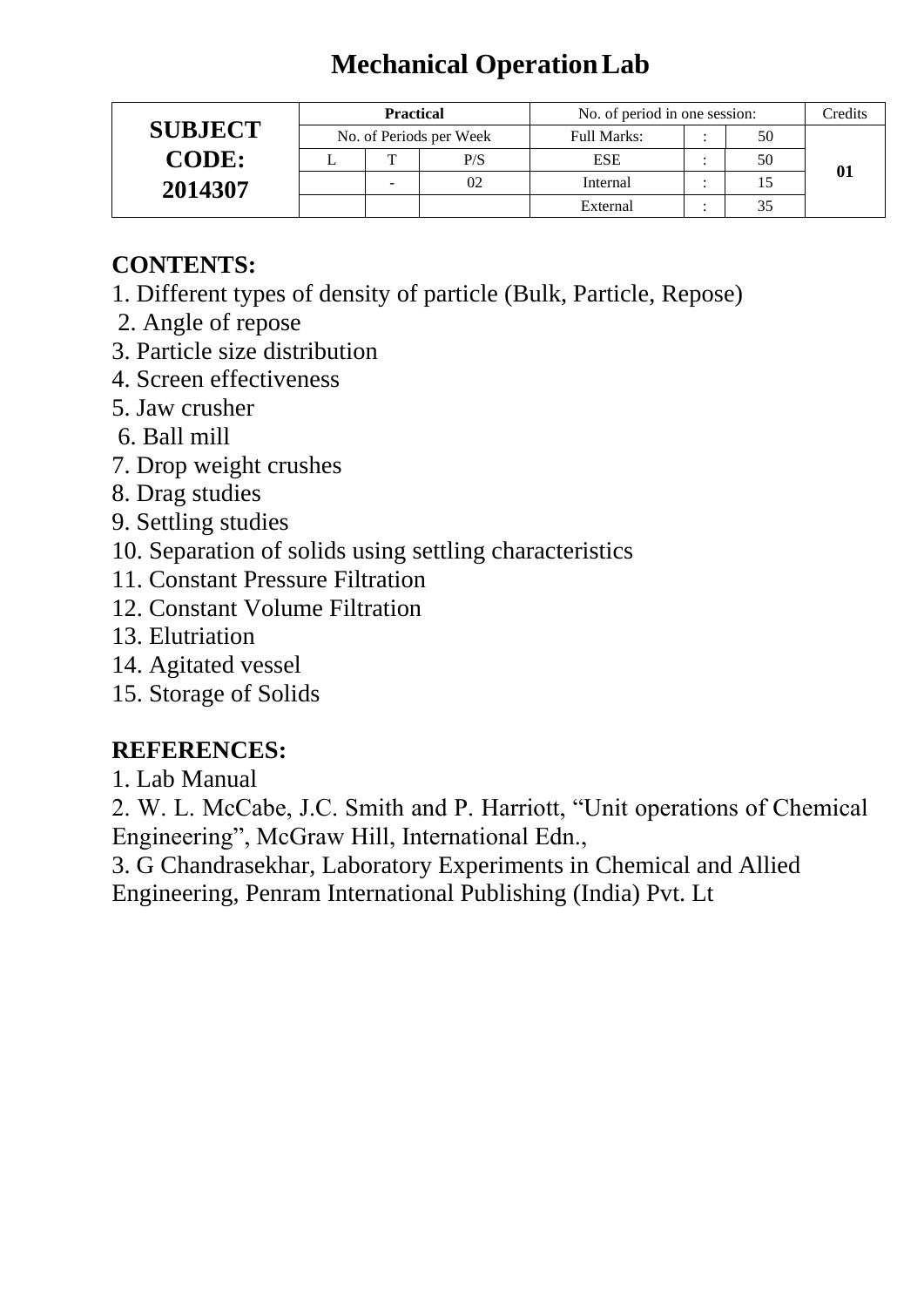# Mechanical Operation Lab

| SUBJECT CODE: 2014307 | Practical | | | No. of period in one session: | | | Credits |
|---|---|---|---|---|---|---|---|
| | No. of Periods per Week | | | Full Marks: | : | 50 | 01 |
| | L | T | P/S | ESE | : | 50 | |
| | | - | 02 | Internal | : | 15 | |
| | | | | External | : | 35 | |

## CONTENTS:

1. Different types of density of particle (Bulk, Particle, Repose)
2. Angle of repose
3. Particle size distribution
4. Screen effectiveness
5. Jaw crusher
6. Ball mill
7. Drop weight crushes
8. Drag studies
9. Settling studies
10. Separation of solids using settling characteristics
11. Constant Pressure Filtration
12. Constant Volume Filtration
13. Elutriation
14. Agitated vessel
15. Storage of Solids

## REFERENCES:

1. Lab Manual
2. W. L. McCabe, J.C. Smith and P. Harriott, "Unit operations of Chemical Engineering", McGraw Hill, International Edn.,
3. G Chandrasekhar, Laboratory Experiments in Chemical and Allied Engineering, Penram International Publishing (India) Pvt. Lt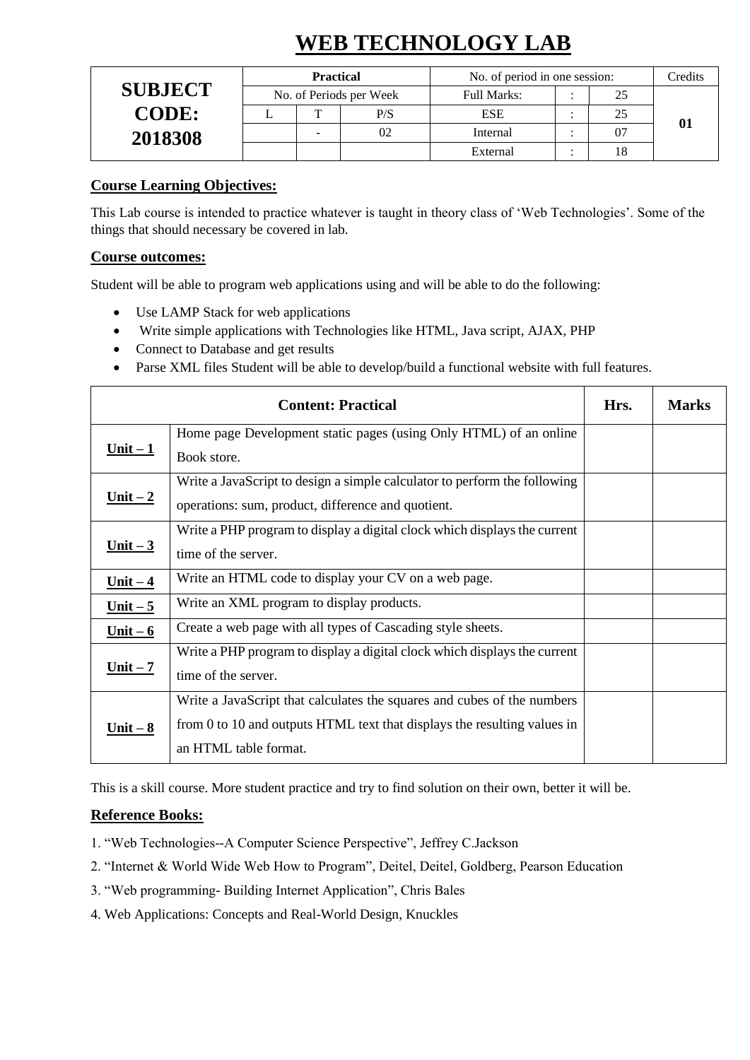# WEB TECHNOLOGY LAB

| SUBJECT CODE: 2018308 | Practical | | | No. of period in one session: | | | Credits |
|---|---|---|---|---|---|---|---|
| | No. of Periods per Week | | | Full Marks: | : | 25 | 01 |
| | L | T | P/S | ESE | : | 25 | |
| | | - | 02 | Internal | : | 07 | |
| | | | | External | : | 18 | |

## Course Learning Objectives:

This Lab course is intended to practice whatever is taught in theory class of 'Web Technologies'. Some of the things that should necessary be covered in lab.

## Course outcomes:

Student will be able to program web applications using and will be able to do the following:

- Use LAMP Stack for web applications
- Write simple applications with Technologies like HTML, Java script, AJAX, PHP
- Connect to Database and get results
- Parse XML files Student will be able to develop/build a functional website with full features.

| Content: Practical | | Hrs. | Marks |
|---|---|---|---|
| **Unit – 1** | Home page Development static pages (using Only HTML) of an online Book store. | | |
| **Unit – 2** | Write a JavaScript to design a simple calculator to perform the following operations: sum, product, difference and quotient. | | |
| **Unit – 3** | Write a PHP program to display a digital clock which displays the current time of the server. | | |
| **Unit – 4** | Write an HTML code to display your CV on a web page. | | |
| **Unit – 5** | Write an XML program to display products. | | |
| **Unit – 6** | Create a web page with all types of Cascading style sheets. | | |
| **Unit – 7** | Write a PHP program to display a digital clock which displays the current time of the server. | | |
| **Unit – 8** | Write a JavaScript that calculates the squares and cubes of the numbers from 0 to 10 and outputs HTML text that displays the resulting values in an HTML table format. | | |

This is a skill course. More student practice and try to find solution on their own, better it will be.

## Reference Books:

1. "Web Technologies--A Computer Science Perspective", Jeffrey C.Jackson
2. "Internet & World Wide Web How to Program", Deitel, Deitel, Goldberg, Pearson Education
3. "Web programming- Building Internet Application", Chris Bales
4. Web Applications: Concepts and Real-World Design, Knuckles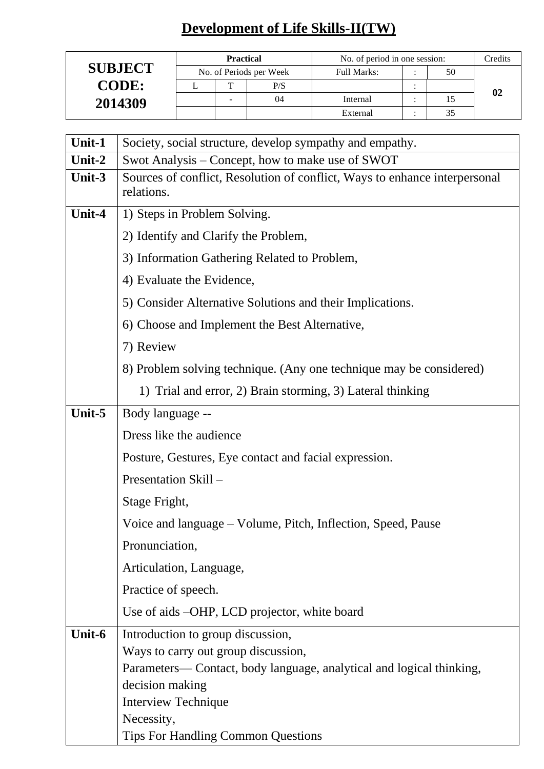# Development of Life Skills-II(TW)

| SUBJECT CODE: 2014309 | Practical | | | No. of period in one session: | | | Credits |
|---|---|---|---|---|---|---|---|
| | No. of Periods per Week | | | Full Marks: | : | 50 | 02 |
| | L | T | P/S | | : | | |
| | | - | 04 | Internal | : | 15 | |
| | | | | External | : | 35 | |

| | |
|---|---|
| **Unit-1** | Society, social structure, develop sympathy and empathy. |
| **Unit-2** | Swot Analysis – Concept, how to make use of SWOT |
| **Unit-3** | Sources of conflict, Resolution of conflict, Ways to enhance interpersonal relations. |
| **Unit-4** | 1) Steps in Problem Solving.<br>2) Identify and Clarify the Problem,<br>3) Information Gathering Related to Problem,<br>4) Evaluate the Evidence,<br>5) Consider Alternative Solutions and their Implications.<br>6) Choose and Implement the Best Alternative,<br>7) Review<br>8) Problem solving technique. (Any one technique may be considered)<br>1) Trial and error, 2) Brain storming, 3) Lateral thinking |
| **Unit-5** | Body language --<br>Dress like the audience<br>Posture, Gestures, Eye contact and facial expression.<br>Presentation Skill –<br>Stage Fright,<br>Voice and language – Volume, Pitch, Inflection, Speed, Pause<br>Pronunciation,<br>Articulation, Language,<br>Practice of speech.<br>Use of aids –OHP, LCD projector, white board |
| **Unit-6** | Introduction to group discussion,<br>Ways to carry out group discussion,<br>Parameters— Contact, body language, analytical and logical thinking, decision making<br>Interview Technique<br>Necessity,<br>Tips For Handling Common Questions |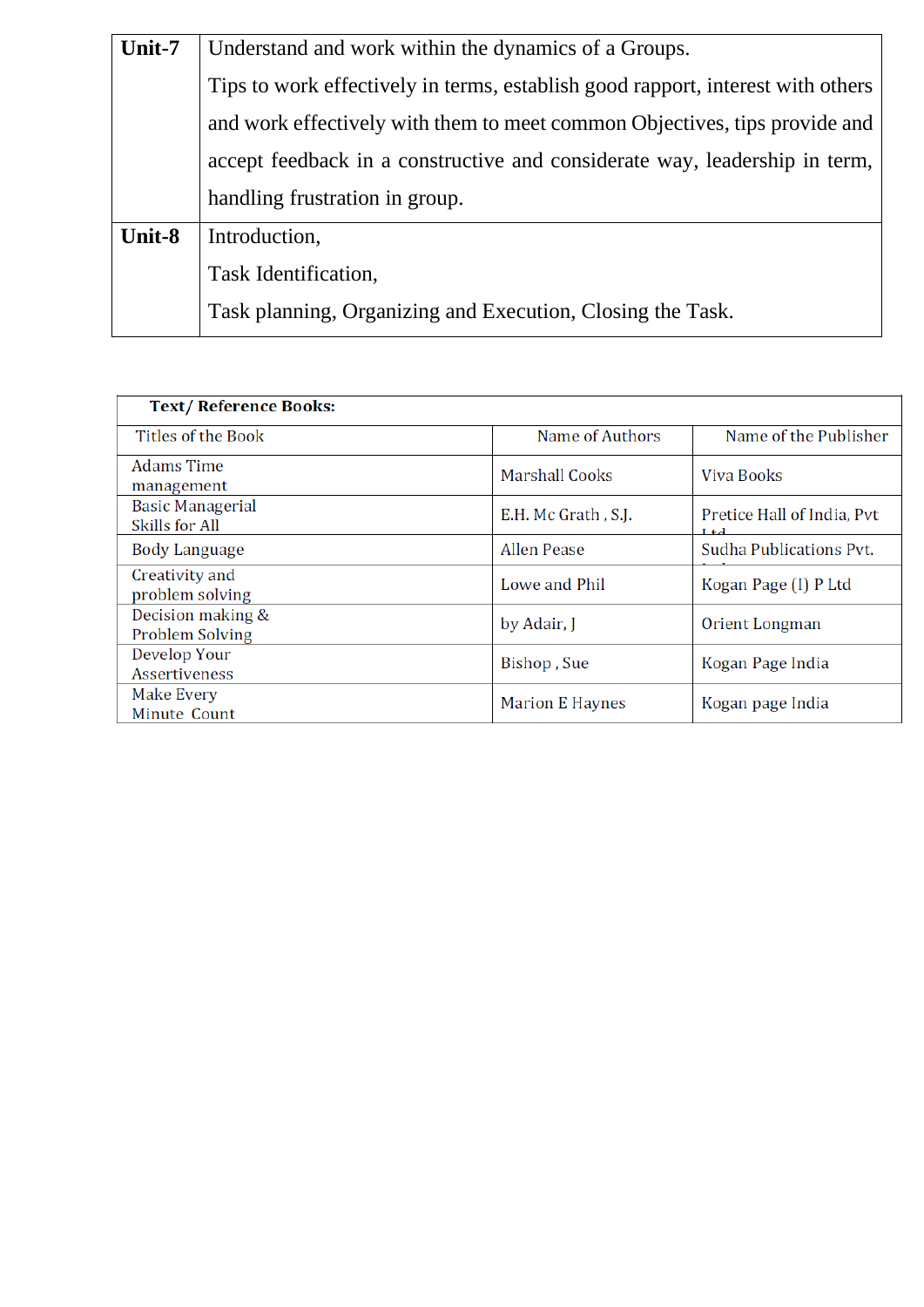| | |
|---|---|
| **Unit-7** | Understand and work within the dynamics of a Groups.<br>Tips to work effectively in terms, establish good rapport, interest with others and work effectively with them to meet common Objectives, tips provide and accept feedback in a constructive and considerate way, leadership in term, handling frustration in group. |
| **Unit-8** | Introduction,<br>Task Identification,<br>Task planning, Organizing and Execution, Closing the Task. |

| **Text/ Reference Books:** | | |
|---|---|---|
| Titles of the Book | Name of Authors | Name of the Publisher |
| Adams Time management | Marshall Cooks | Viva Books |
| Basic Managerial Skills for All | E.H. Mc Grath , S.J. | Pretice Hall of India, Pvt Ltd |
| Body Language | Allen Pease | Sudha Publications Pvt. Ltd |
| Creativity and problem solving | Lowe and Phil | Kogan Page (I) P Ltd |
| Decision making & Problem Solving | by Adair, J | Orient Longman |
| Develop Your Assertiveness | Bishop , Sue | Kogan Page India |
| Make Every Minute Count | Marion E Haynes | Kogan page India |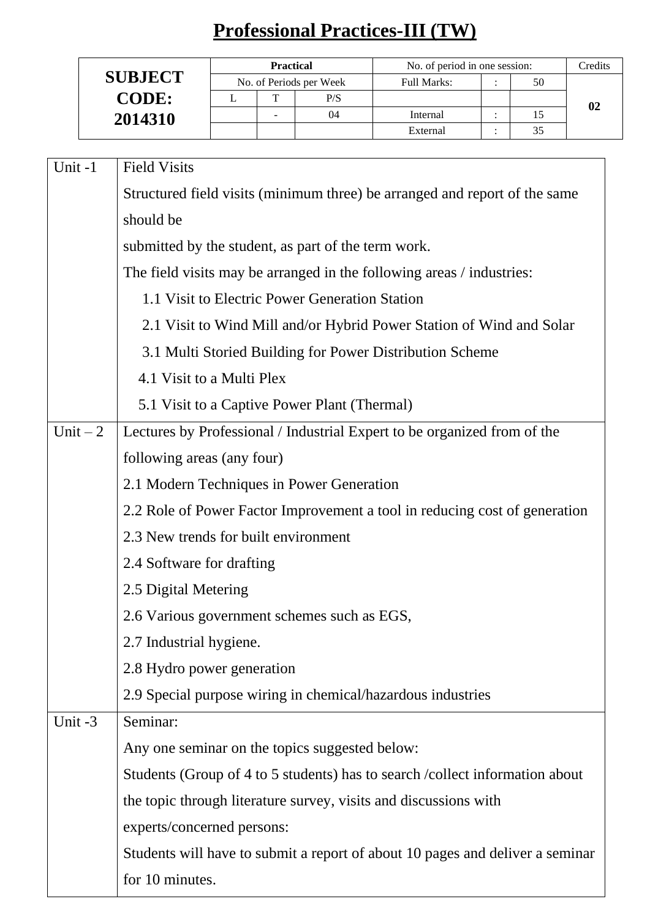# Professional Practices-III (TW)

| SUBJECT CODE: 2014310 | Practical | | | No. of period in one session: | | | Credits |
|---|---|---|---|---|---|---|---|
| | No. of Periods per Week | | | Full Marks: | : | 50 | 02 |
| | L | T | P/S | | | | |
| | | - | 04 | Internal | : | 15 | |
| | | | | External | : | 35 | |

| Unit | Content |
|---|---|
| Unit -1 | Field Visits<br>Structured field visits (minimum three) be arranged and report of the same should be<br>submitted by the student, as part of the term work.<br>The field visits may be arranged in the following areas / industries:<br>1.1 Visit to Electric Power Generation Station<br>2.1 Visit to Wind Mill and/or Hybrid Power Station of Wind and Solar<br>3.1 Multi Storied Building for Power Distribution Scheme<br>4.1 Visit to a Multi Plex<br>5.1 Visit to a Captive Power Plant (Thermal) |
| Unit – 2 | Lectures by Professional / Industrial Expert to be organized from of the following areas (any four)<br>2.1 Modern Techniques in Power Generation<br>2.2 Role of Power Factor Improvement a tool in reducing cost of generation<br>2.3 New trends for built environment<br>2.4 Software for drafting<br>2.5 Digital Metering<br>2.6 Various government schemes such as EGS,<br>2.7 Industrial hygiene.<br>2.8 Hydro power generation<br>2.9 Special purpose wiring in chemical/hazardous industries |
| Unit -3 | Seminar:<br>Any one seminar on the topics suggested below:<br>Students (Group of 4 to 5 students) has to search /collect information about the topic through literature survey, visits and discussions with experts/concerned persons:<br>Students will have to submit a report of about 10 pages and deliver a seminar for 10 minutes. |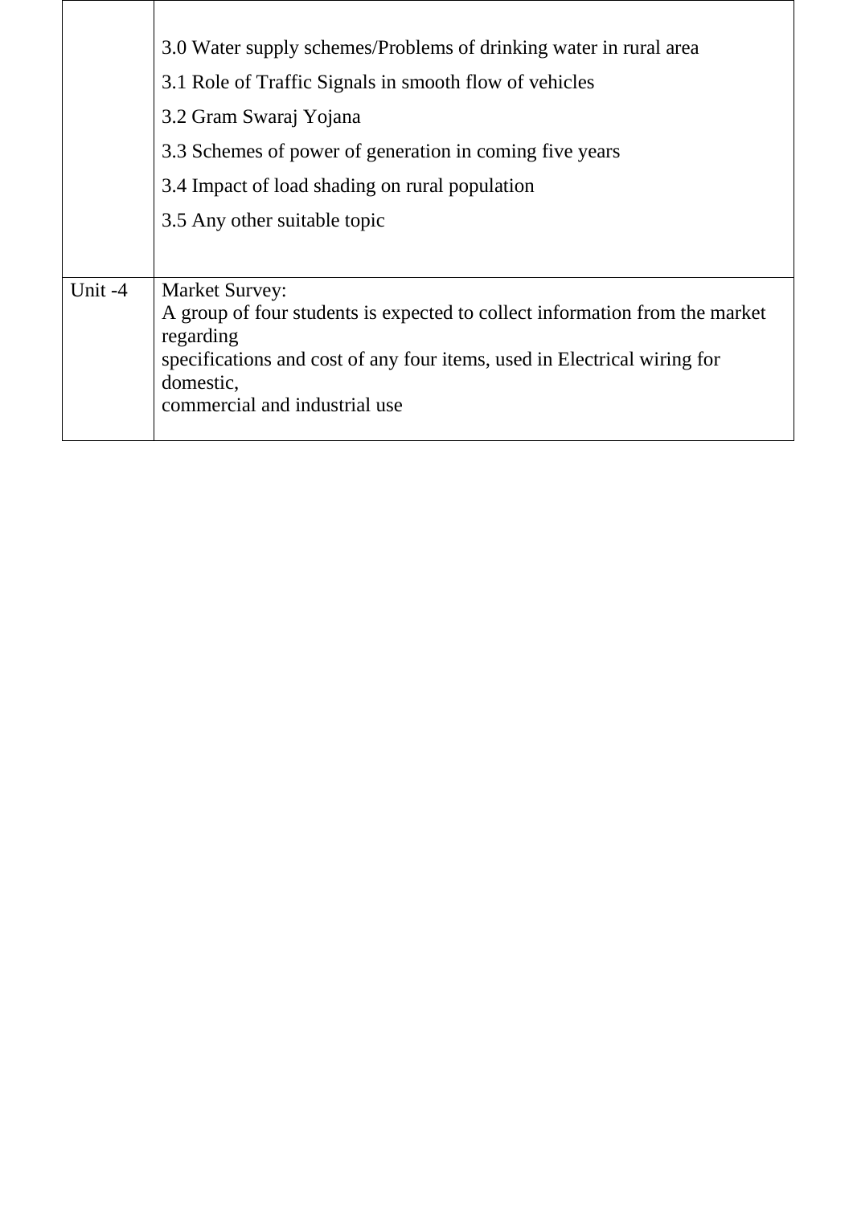| | |
|---|---|
| | 3.0 Water supply schemes/Problems of drinking water in rural area<br>3.1 Role of Traffic Signals in smooth flow of vehicles<br>3.2 Gram Swaraj Yojana<br>3.3 Schemes of power of generation in coming five years<br>3.4 Impact of load shading on rural population<br>3.5 Any other suitable topic |
| Unit -4 | Market Survey:<br>A group of four students is expected to collect information from the market regarding<br>specifications and cost of any four items, used in Electrical wiring for domestic,<br>commercial and industrial use |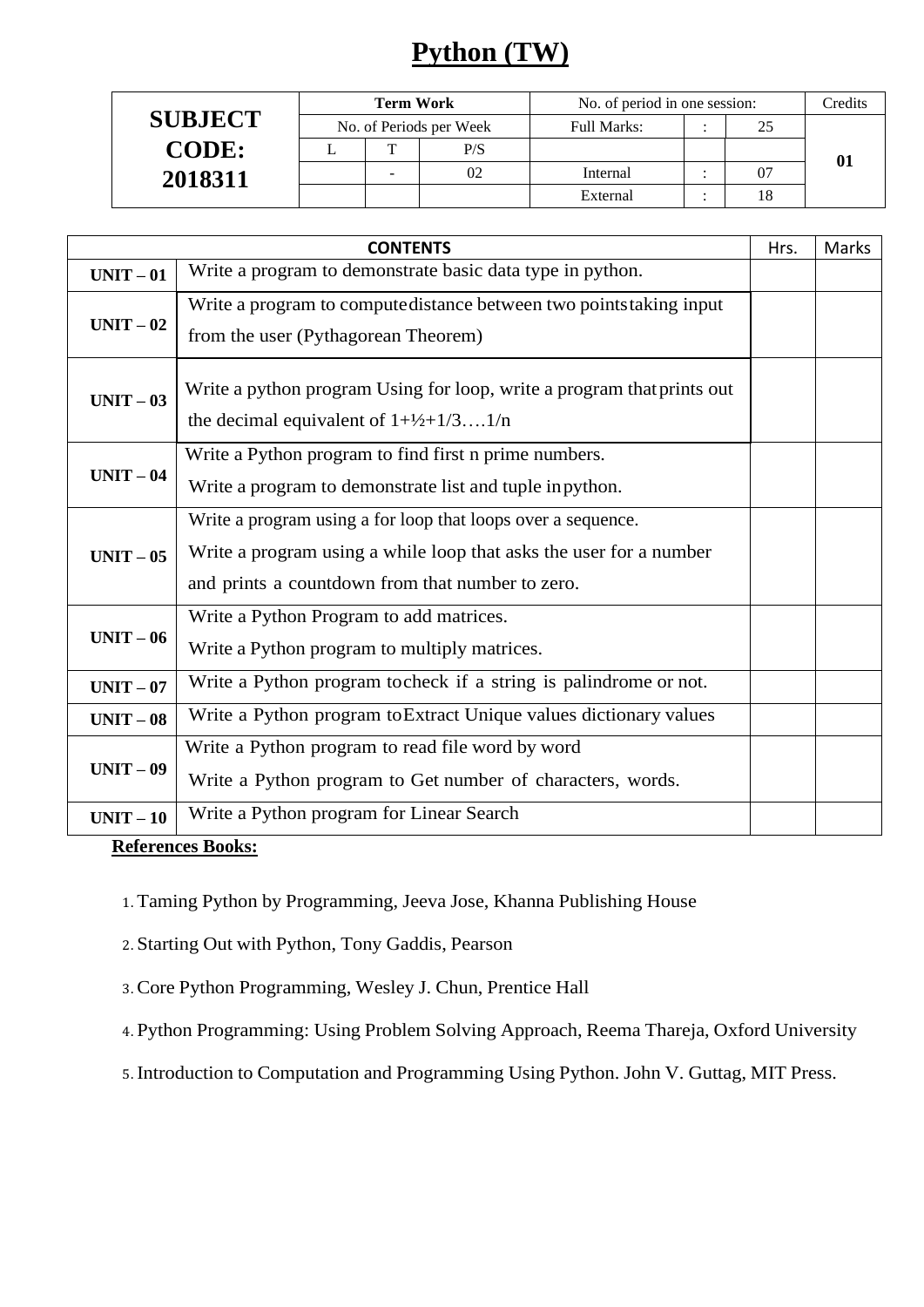# Python (TW)

| SUBJECT CODE: 2018311 | Term Work | | | No. of period in one session: | | | Credits |
|---|---|---|---|---|---|---|---|
| | No. of Periods per Week | | | Full Marks: | : | 25 | 01 |
| | L | T | P/S | | | | |
| | | - | 02 | Internal | : | 07 | |
| | | | | External | : | 18 | |

| | CONTENTS | Hrs. | Marks |
|---|---|---|---|
| UNIT – 01 | Write a program to demonstrate basic data type in python. | | |
| UNIT – 02 | Write a program to computedistance between two pointstaking input from the user (Pythagorean Theorem) | | |
| UNIT – 03 | Write a python program Using for loop, write a program thatprints out the decimal equivalent of 1+½+1/3….1/n | | |
| UNIT – 04 | Write a Python program to find first n prime numbers.<br>Write a program to demonstrate list and tuple inpython. | | |
| UNIT – 05 | Write a program using a for loop that loops over a sequence.<br>Write a program using a while loop that asks the user for a number and prints a countdown from that number to zero. | | |
| UNIT – 06 | Write a Python Program to add matrices.<br>Write a Python program to multiply matrices. | | |
| UNIT – 07 | Write a Python program tocheck if a string is palindrome or not. | | |
| UNIT – 08 | Write a Python program toExtract Unique values dictionary values | | |
| UNIT – 09 | Write a Python program to read file word by word<br>Write a Python program to Get number of characters, words. | | |
| UNIT – 10 | Write a Python program for Linear Search | | |

**References Books:**

1. Taming Python by Programming, Jeeva Jose, Khanna Publishing House
2. Starting Out with Python, Tony Gaddis, Pearson
3. Core Python Programming, Wesley J. Chun, Prentice Hall
4. Python Programming: Using Problem Solving Approach, Reema Thareja, Oxford University
5. Introduction to Computation and Programming Using Python. John V. Guttag, MIT Press.